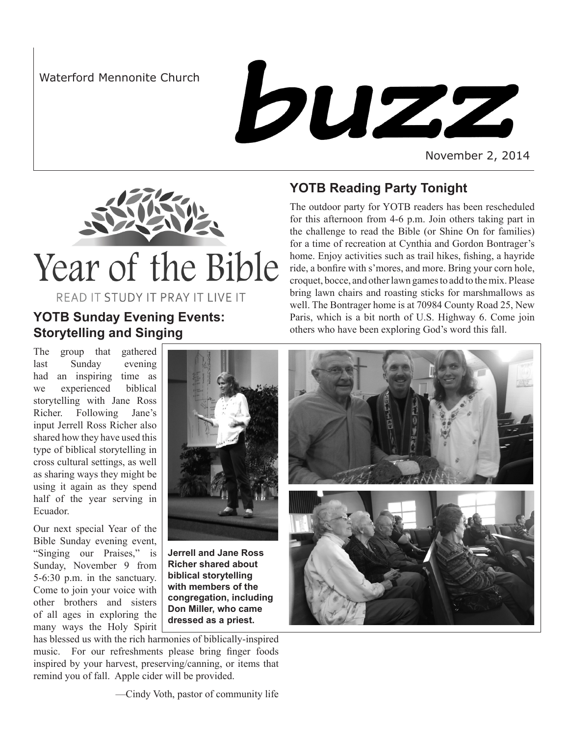Waterford Mennonite Church

# buzz

November 2, 2014

## YOTB Reading Party Tonight

The outdoor party for YOTB readers has been rescheduled for this afternoon from 4-6 p.m. Join others taking part in the challenge to read the Bible (or Shine On for families) for a time of recreation at Cynthia and Gordon Bontrager's home. Enjoy activities such as trail hikes, fishing, a hayride ride, a bonfire with s'mores, and more. Bring your corn hole, croquet, bocce, and other lawn games to add to the mix. Please bring lawn chairs and roasting sticks for marshmallows as well. The Bontrager home is at 70984 County Road 25, New Paris, which is a bit north of U.S. Highway 6. Come join others who have been exploring God's word this fall.

Year of the Bible

READ IT STUDY IT PRAY IT LIVE IT

## YOTB Sunday Evening Events: Storytelling and Singing

The group that gathered last Sunday evening had an inspiring time as we experienced biblical storytelling with Jane Ross Richer. Following Jane's input Jerrell Ross Richer also shared how they have used this type of biblical storytelling in cross cultural settings, as well as sharing ways they might be using it again as they spend half of the year serving in Ecuador.

Our next special Year of the Bible Sunday evening event, "Singing our Praises," is Sunday, November 9 from 5-6:30 p.m. in the sanctuary. Come to join your voice with other brothers and sisters of all ages in exploring the many ways the Holy Spirit has blessed us with the rich harmonies of biblically-inspired music. For our refreshments please bring finger foods inspired by your harvest, preserving/canning, or items that remind you of fall. Apple cider will be provided.

—Cindy Voth, pastor of community life

**Jerrell and Jane Ross Richer shared about biblical storytelling with members of the congregation, including Don Miller, who came dressed as a priest.**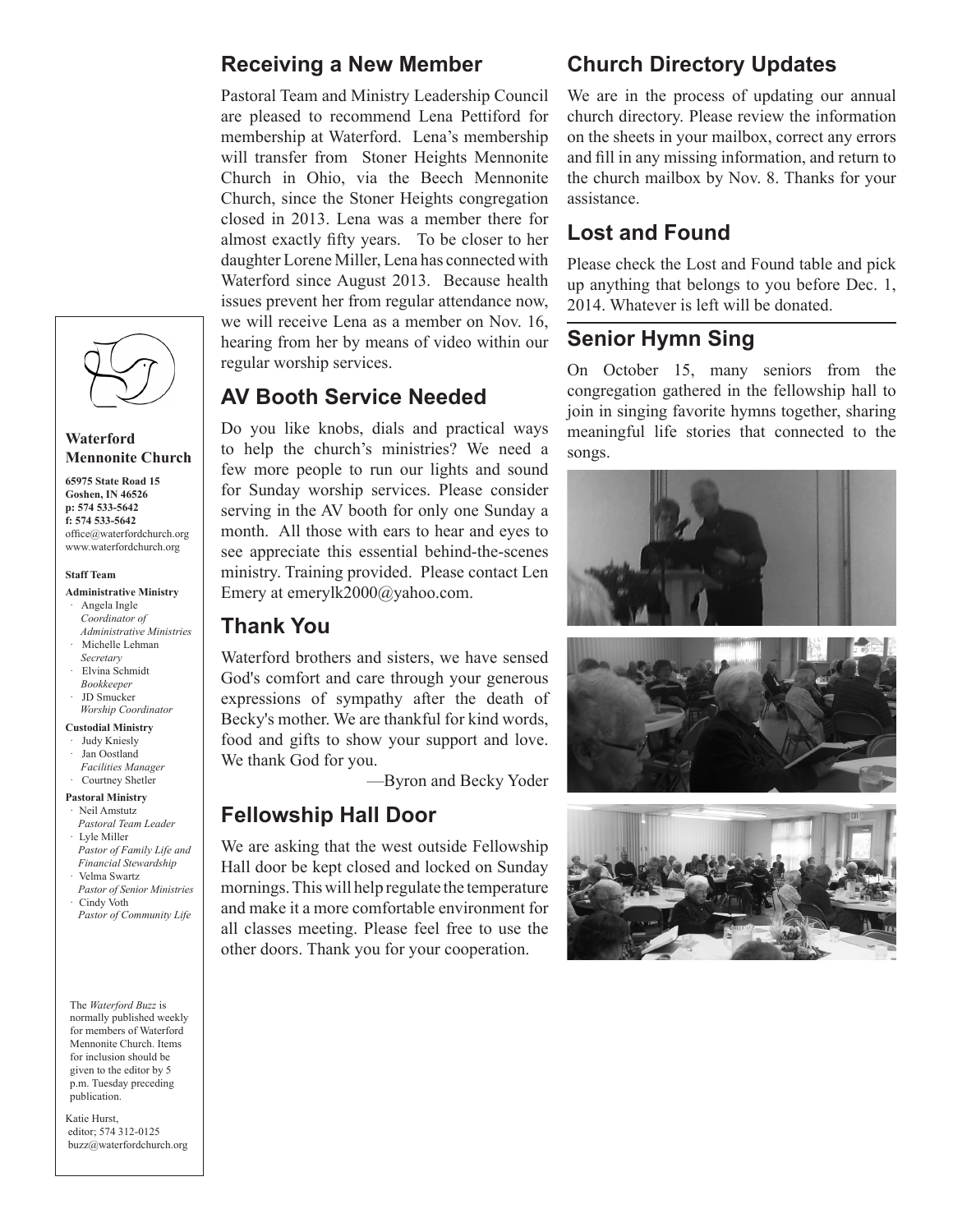## Receiving a New Member

Pastoral Team and Ministry Leadership Council are pleased to recommend Lena Pettiford for membership at Waterford. Lena's membership will transfer from Stoner Heights Mennonite Church in Ohio, via the Beech Mennonite Church, since the Stoner Heights congregation closed in 2013. Lena was a member there for almost exactly fifty years. To be closer to her daughter Lorene Miller, Lena has connected with Waterford since August 2013. Because health issues prevent her from regular attendance now, we will receive Lena as a member on Nov. 16, hearing from her by means of video within our regular worship services.

## AV Booth Service Needed

Do you like knobs, dials and practical ways to help the church's ministries? We need a few more people to run our lights and sound for Sunday worship services. Please consider serving in the AV booth for only one Sunday a month. All those with ears to hear and eyes to see appreciate this essential behind-the-scenes ministry. Training provided. Please contact Len Emery at emerylk2000@yahoo.com.

## Thank You

Waterford brothers and sisters, we have sensed God's comfort and care through your generous expressions of sympathy after the death of Becky's mother. We are thankful for kind words, food and gifts to show your support and love. We thank God for you.

—Byron and Becky Yoder

## Fellowship Hall Door

We are asking that the west outside Fellowship Hall door be kept closed and locked on Sunday mornings. This will help regulate the temperature and make it a more comfortable environment for all classes meeting. Please feel free to use the other doors. Thank you for your cooperation.

## Church Directory Updates

We are in the process of updating our annual church directory. Please review the information on the sheets in your mailbox, correct any errors and fill in any missing information, and return to the church mailbox by Nov. 8. Thanks for your assistance.

## Lost and Found

Please check the Lost and Found table and pick up anything that belongs to you before Dec. 1, 2014. Whatever is left will be donated.

## Senior Hymn Sing

On October 15, many seniors from the congregation gathered in the fellowship hall to join in singing favorite hymns together, sharing meaningful life stories that connected to the songs.

---

**Waterford Mennonite Church**

**65975 State Road 15**
**Goshen, IN 46526**
**p: 574 533-5642**
**f: 574 533-5642**
office@waterfordchurch.org
www.waterfordchurch.org

**Staff Team**

**Administrative Ministry**
- Angela Ingle
  *Coordinator of Administrative Ministries*
- Michelle Lehman
  *Secretary*
- Elvina Schmidt
  *Bookkeeper*
- JD Smucker
  *Worship Coordinator*

**Custodial Ministry**
- Judy Kniesly
- Jan Oostland
  *Facilities Manager*
- Courtney Shetler

**Pastoral Ministry**
- Neil Amstutz
  *Pastoral Team Leader*
- Lyle Miller
  *Pastor of Family Life and Financial Stewardship*
- Velma Swartz
  *Pastor of Senior Ministries*
- Cindy Voth
  *Pastor of Community Life*

The *Waterford Buzz* is normally published weekly for members of Waterford Mennonite Church. Items for inclusion should be given to the editor by 5 p.m. Tuesday preceding publication.

Katie Hurst,
editor; 574 312-0125
buzz@waterfordchurch.org